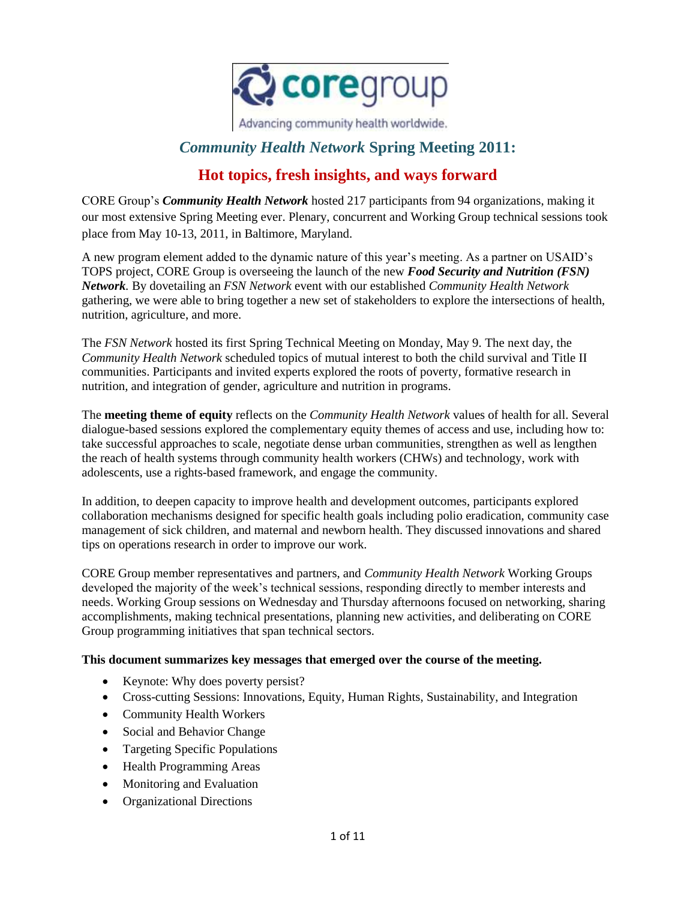coregroup

Advancing community health worldwide.

# *Community Health Network* Spring Meeting 2011:

## Hot topics, fresh insights, and ways forward

CORE Group's ***Community Health Network*** hosted 217 participants from 94 organizations, making it our most extensive Spring Meeting ever. Plenary, concurrent and Working Group technical sessions took place from May 10-13, 2011, in Baltimore, Maryland.

A new program element added to the dynamic nature of this year's meeting. As a partner on USAID's TOPS project, CORE Group is overseeing the launch of the new ***Food Security and Nutrition (FSN) Network***. By dovetailing an *FSN Network* event with our established *Community Health Network* gathering, we were able to bring together a new set of stakeholders to explore the intersections of health, nutrition, agriculture, and more.

The *FSN Network* hosted its first Spring Technical Meeting on Monday, May 9. The next day, the *Community Health Network* scheduled topics of mutual interest to both the child survival and Title II communities. Participants and invited experts explored the roots of poverty, formative research in nutrition, and integration of gender, agriculture and nutrition in programs.

The **meeting theme of equity** reflects on the *Community Health Network* values of health for all. Several dialogue-based sessions explored the complementary equity themes of access and use, including how to: take successful approaches to scale, negotiate dense urban communities, strengthen as well as lengthen the reach of health systems through community health workers (CHWs) and technology, work with adolescents, use a rights-based framework, and engage the community.

In addition, to deepen capacity to improve health and development outcomes, participants explored collaboration mechanisms designed for specific health goals including polio eradication, community case management of sick children, and maternal and newborn health. They discussed innovations and shared tips on operations research in order to improve our work.

CORE Group member representatives and partners, and *Community Health Network* Working Groups developed the majority of the week's technical sessions, responding directly to member interests and needs. Working Group sessions on Wednesday and Thursday afternoons focused on networking, sharing accomplishments, making technical presentations, planning new activities, and deliberating on CORE Group programming initiatives that span technical sectors.

**This document summarizes key messages that emerged over the course of the meeting.**

- Keynote: Why does poverty persist?
- Cross-cutting Sessions: Innovations, Equity, Human Rights, Sustainability, and Integration
- Community Health Workers
- Social and Behavior Change
- Targeting Specific Populations
- Health Programming Areas
- Monitoring and Evaluation
- Organizational Directions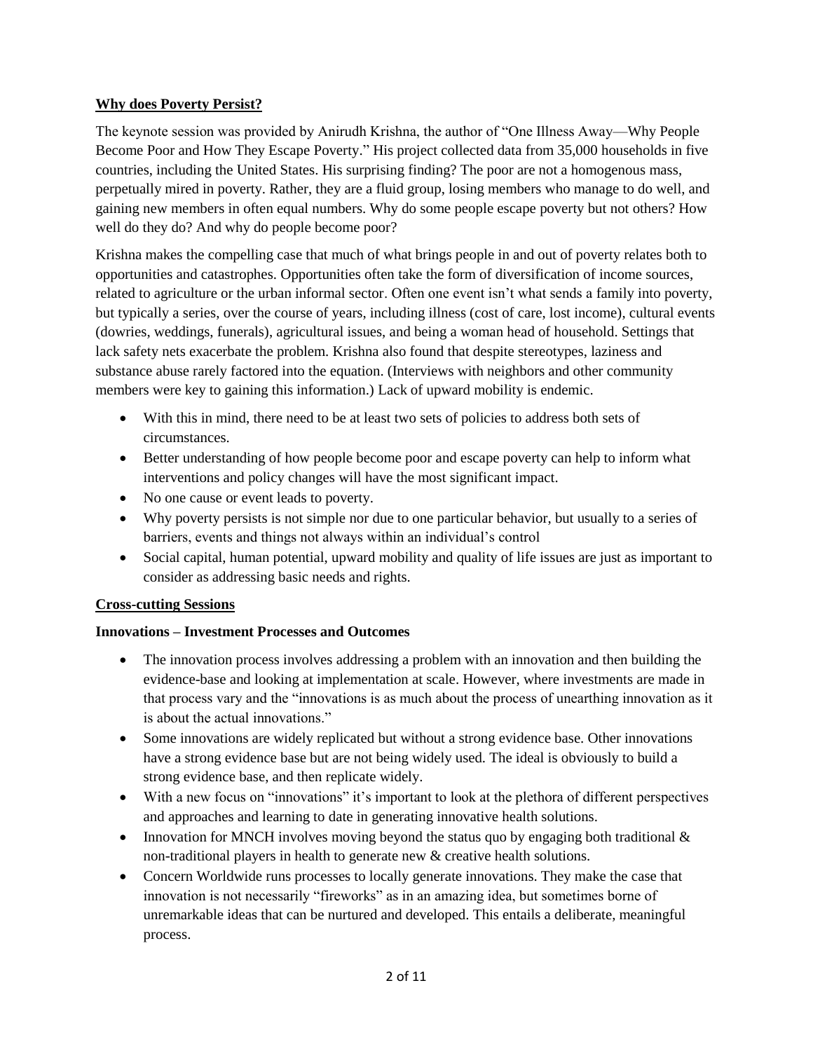## Why does Poverty Persist?

The keynote session was provided by Anirudh Krishna, the author of "One Illness Away—Why People Become Poor and How They Escape Poverty." His project collected data from 35,000 households in five countries, including the United States. His surprising finding? The poor are not a homogenous mass, perpetually mired in poverty. Rather, they are a fluid group, losing members who manage to do well, and gaining new members in often equal numbers. Why do some people escape poverty but not others? How well do they do? And why do people become poor?

Krishna makes the compelling case that much of what brings people in and out of poverty relates both to opportunities and catastrophes. Opportunities often take the form of diversification of income sources, related to agriculture or the urban informal sector. Often one event isn't what sends a family into poverty, but typically a series, over the course of years, including illness (cost of care, lost income), cultural events (dowries, weddings, funerals), agricultural issues, and being a woman head of household. Settings that lack safety nets exacerbate the problem. Krishna also found that despite stereotypes, laziness and substance abuse rarely factored into the equation. (Interviews with neighbors and other community members were key to gaining this information.) Lack of upward mobility is endemic.

- With this in mind, there need to be at least two sets of policies to address both sets of circumstances.
- Better understanding of how people become poor and escape poverty can help to inform what interventions and policy changes will have the most significant impact.
- No one cause or event leads to poverty.
- Why poverty persists is not simple nor due to one particular behavior, but usually to a series of barriers, events and things not always within an individual's control
- Social capital, human potential, upward mobility and quality of life issues are just as important to consider as addressing basic needs and rights.

## Cross-cutting Sessions

### Innovations – Investment Processes and Outcomes

- The innovation process involves addressing a problem with an innovation and then building the evidence-base and looking at implementation at scale. However, where investments are made in that process vary and the "innovations is as much about the process of unearthing innovation as it is about the actual innovations."
- Some innovations are widely replicated but without a strong evidence base. Other innovations have a strong evidence base but are not being widely used. The ideal is obviously to build a strong evidence base, and then replicate widely.
- With a new focus on "innovations" it's important to look at the plethora of different perspectives and approaches and learning to date in generating innovative health solutions.
- Innovation for MNCH involves moving beyond the status quo by engaging both traditional & non-traditional players in health to generate new & creative health solutions.
- Concern Worldwide runs processes to locally generate innovations. They make the case that innovation is not necessarily "fireworks" as in an amazing idea, but sometimes borne of unremarkable ideas that can be nurtured and developed. This entails a deliberate, meaningful process.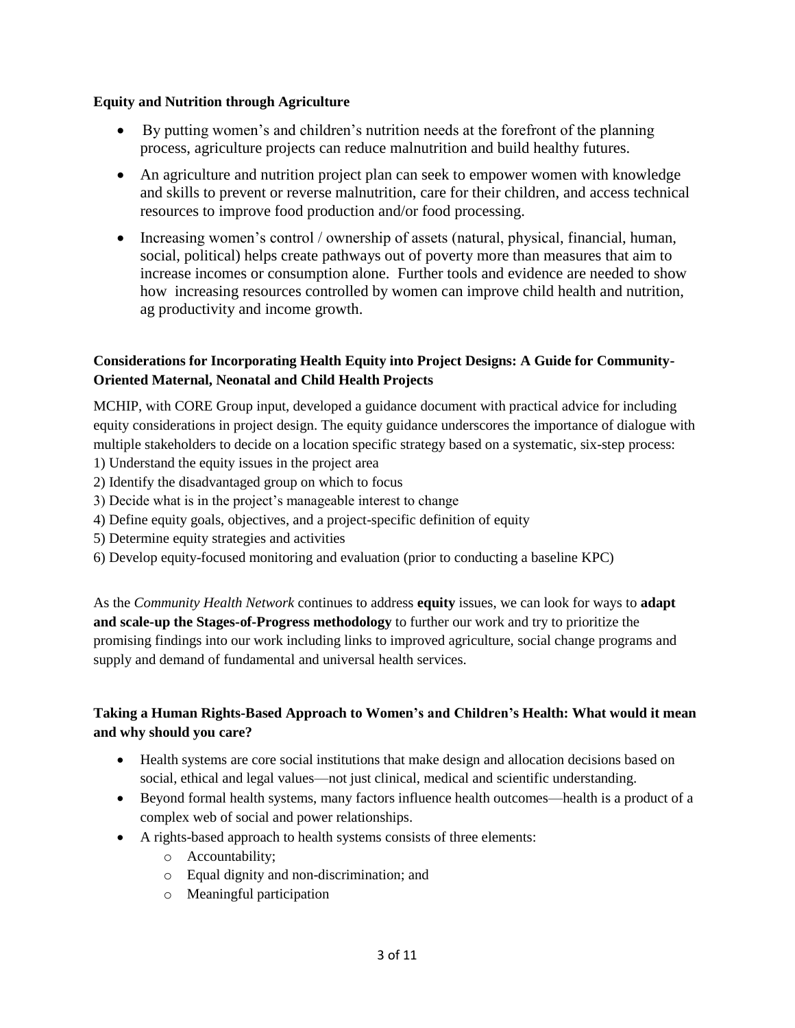**Equity and Nutrition through Agriculture**

- By putting women's and children's nutrition needs at the forefront of the planning process, agriculture projects can reduce malnutrition and build healthy futures.
- An agriculture and nutrition project plan can seek to empower women with knowledge and skills to prevent or reverse malnutrition, care for their children, and access technical resources to improve food production and/or food processing.
- Increasing women's control / ownership of assets (natural, physical, financial, human, social, political) helps create pathways out of poverty more than measures that aim to increase incomes or consumption alone. Further tools and evidence are needed to show how increasing resources controlled by women can improve child health and nutrition, ag productivity and income growth.

**Considerations for Incorporating Health Equity into Project Designs: A Guide for Community-Oriented Maternal, Neonatal and Child Health Projects**

MCHIP, with CORE Group input, developed a guidance document with practical advice for including equity considerations in project design. The equity guidance underscores the importance of dialogue with multiple stakeholders to decide on a location specific strategy based on a systematic, six-step process:

1) Understand the equity issues in the project area
2) Identify the disadvantaged group on which to focus
3) Decide what is in the project's manageable interest to change
4) Define equity goals, objectives, and a project-specific definition of equity
5) Determine equity strategies and activities
6) Develop equity-focused monitoring and evaluation (prior to conducting a baseline KPC)

As the *Community Health Network* continues to address **equity** issues, we can look for ways to **adapt and scale-up the Stages-of-Progress methodology** to further our work and try to prioritize the promising findings into our work including links to improved agriculture, social change programs and supply and demand of fundamental and universal health services.

**Taking a Human Rights-Based Approach to Women's and Children's Health: What would it mean and why should you care?**

- Health systems are core social institutions that make design and allocation decisions based on social, ethical and legal values—not just clinical, medical and scientific understanding.
- Beyond formal health systems, many factors influence health outcomes—health is a product of a complex web of social and power relationships.
- A rights-based approach to health systems consists of three elements:
  - Accountability;
  - Equal dignity and non-discrimination; and
  - Meaningful participation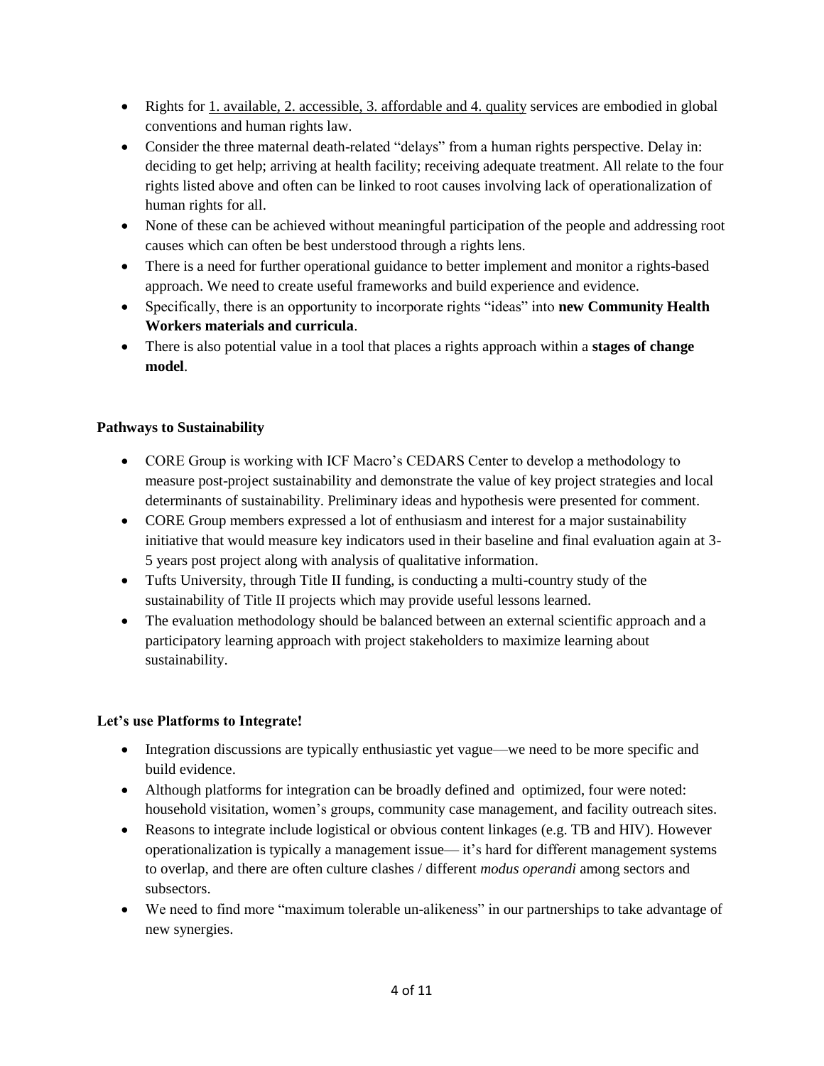- Rights for 1. available, 2. accessible, 3. affordable and 4. quality services are embodied in global conventions and human rights law.
- Consider the three maternal death-related "delays" from a human rights perspective. Delay in: deciding to get help; arriving at health facility; receiving adequate treatment. All relate to the four rights listed above and often can be linked to root causes involving lack of operationalization of human rights for all.
- None of these can be achieved without meaningful participation of the people and addressing root causes which can often be best understood through a rights lens.
- There is a need for further operational guidance to better implement and monitor a rights-based approach. We need to create useful frameworks and build experience and evidence.
- Specifically, there is an opportunity to incorporate rights "ideas" into **new Community Health Workers materials and curricula**.
- There is also potential value in a tool that places a rights approach within a **stages of change model**.

**Pathways to Sustainability**

- CORE Group is working with ICF Macro's CEDARS Center to develop a methodology to measure post-project sustainability and demonstrate the value of key project strategies and local determinants of sustainability. Preliminary ideas and hypothesis were presented for comment.
- CORE Group members expressed a lot of enthusiasm and interest for a major sustainability initiative that would measure key indicators used in their baseline and final evaluation again at 3-5 years post project along with analysis of qualitative information.
- Tufts University, through Title II funding, is conducting a multi-country study of the sustainability of Title II projects which may provide useful lessons learned.
- The evaluation methodology should be balanced between an external scientific approach and a participatory learning approach with project stakeholders to maximize learning about sustainability.

**Let's use Platforms to Integrate!**

- Integration discussions are typically enthusiastic yet vague—we need to be more specific and build evidence.
- Although platforms for integration can be broadly defined and optimized, four were noted: household visitation, women's groups, community case management, and facility outreach sites.
- Reasons to integrate include logistical or obvious content linkages (e.g. TB and HIV). However operationalization is typically a management issue— it's hard for different management systems to overlap, and there are often culture clashes / different *modus operandi* among sectors and subsectors.
- We need to find more "maximum tolerable un-alikeness" in our partnerships to take advantage of new synergies.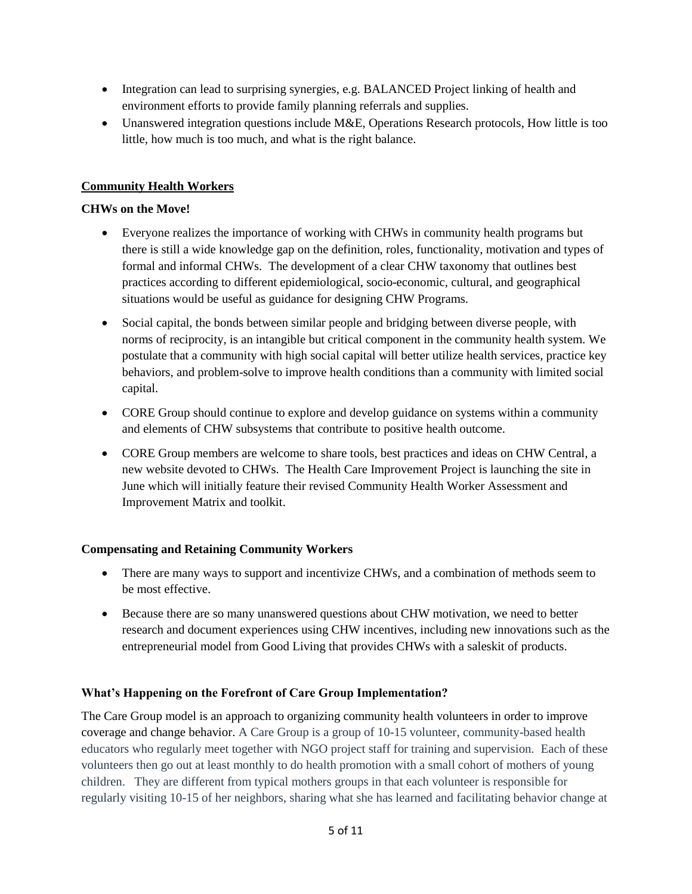- Integration can lead to surprising synergies, e.g. BALANCED Project linking of health and environment efforts to provide family planning referrals and supplies.
- Unanswered integration questions include M&E, Operations Research protocols, How little is too little, how much is too much, and what is the right balance.

## Community Health Workers

### CHWs on the Move!

- Everyone realizes the importance of working with CHWs in community health programs but there is still a wide knowledge gap on the definition, roles, functionality, motivation and types of formal and informal CHWs. The development of a clear CHW taxonomy that outlines best practices according to different epidemiological, socio-economic, cultural, and geographical situations would be useful as guidance for designing CHW Programs.
- Social capital, the bonds between similar people and bridging between diverse people, with norms of reciprocity, is an intangible but critical component in the community health system. We postulate that a community with high social capital will better utilize health services, practice key behaviors, and problem-solve to improve health conditions than a community with limited social capital.
- CORE Group should continue to explore and develop guidance on systems within a community and elements of CHW subsystems that contribute to positive health outcome.
- CORE Group members are welcome to share tools, best practices and ideas on CHW Central, a new website devoted to CHWs. The Health Care Improvement Project is launching the site in June which will initially feature their revised Community Health Worker Assessment and Improvement Matrix and toolkit.

### Compensating and Retaining Community Workers

- There are many ways to support and incentivize CHWs, and a combination of methods seem to be most effective.
- Because there are so many unanswered questions about CHW motivation, we need to better research and document experiences using CHW incentives, including new innovations such as the entrepreneurial model from Good Living that provides CHWs with a saleskit of products.

### What's Happening on the Forefront of Care Group Implementation?

The Care Group model is an approach to organizing community health volunteers in order to improve coverage and change behavior. A Care Group is a group of 10-15 volunteer, community-based health educators who regularly meet together with NGO project staff for training and supervision. Each of these volunteers then go out at least monthly to do health promotion with a small cohort of mothers of young children. They are different from typical mothers groups in that each volunteer is responsible for regularly visiting 10-15 of her neighbors, sharing what she has learned and facilitating behavior change at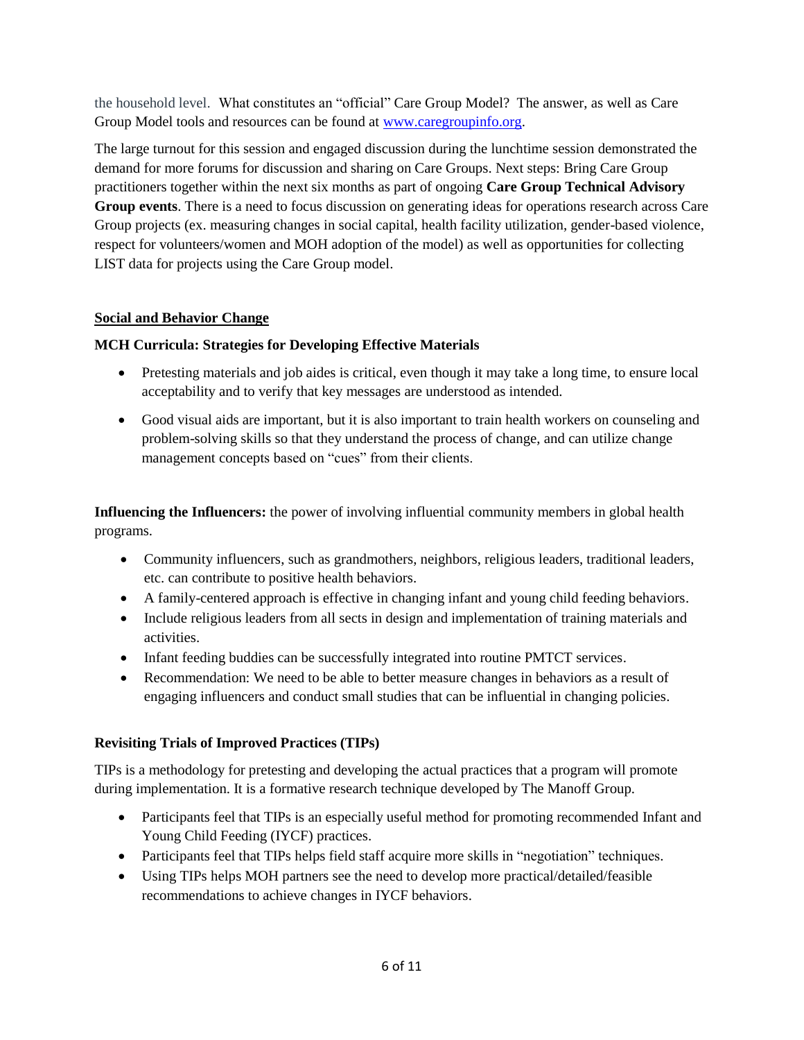the household level. What constitutes an "official" Care Group Model? The answer, as well as Care Group Model tools and resources can be found at [www.caregroupinfo.org](http://www.caregroupinfo.org).

The large turnout for this session and engaged discussion during the lunchtime session demonstrated the demand for more forums for discussion and sharing on Care Groups. Next steps: Bring Care Group practitioners together within the next six months as part of ongoing **Care Group Technical Advisory Group events**. There is a need to focus discussion on generating ideas for operations research across Care Group projects (ex. measuring changes in social capital, health facility utilization, gender-based violence, respect for volunteers/women and MOH adoption of the model) as well as opportunities for collecting LIST data for projects using the Care Group model.

## Social and Behavior Change

### MCH Curricula: Strategies for Developing Effective Materials

- Pretesting materials and job aides is critical, even though it may take a long time, to ensure local acceptability and to verify that key messages are understood as intended.
- Good visual aids are important, but it is also important to train health workers on counseling and problem-solving skills so that they understand the process of change, and can utilize change management concepts based on "cues" from their clients.

**Influencing the Influencers:** the power of involving influential community members in global health programs.

- Community influencers, such as grandmothers, neighbors, religious leaders, traditional leaders, etc. can contribute to positive health behaviors.
- A family-centered approach is effective in changing infant and young child feeding behaviors.
- Include religious leaders from all sects in design and implementation of training materials and activities.
- Infant feeding buddies can be successfully integrated into routine PMTCT services.
- Recommendation: We need to be able to better measure changes in behaviors as a result of engaging influencers and conduct small studies that can be influential in changing policies.

### Revisiting Trials of Improved Practices (TIPs)

TIPs is a methodology for pretesting and developing the actual practices that a program will promote during implementation. It is a formative research technique developed by The Manoff Group.

- Participants feel that TIPs is an especially useful method for promoting recommended Infant and Young Child Feeding (IYCF) practices.
- Participants feel that TIPs helps field staff acquire more skills in "negotiation" techniques.
- Using TIPs helps MOH partners see the need to develop more practical/detailed/feasible recommendations to achieve changes in IYCF behaviors.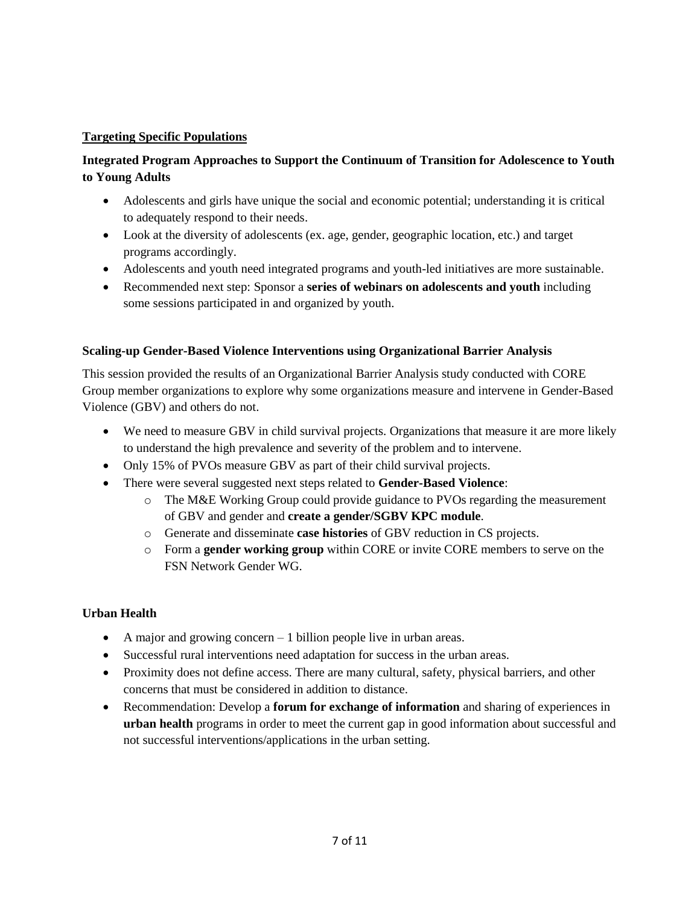**<u>Targeting Specific Populations</u>**

**Integrated Program Approaches to Support the Continuum of Transition for Adolescence to Youth to Young Adults**

- Adolescents and girls have unique the social and economic potential; understanding it is critical to adequately respond to their needs.
- Look at the diversity of adolescents (ex. age, gender, geographic location, etc.) and target programs accordingly.
- Adolescents and youth need integrated programs and youth-led initiatives are more sustainable.
- Recommended next step: Sponsor a **series of webinars on adolescents and youth** including some sessions participated in and organized by youth.

**Scaling-up Gender-Based Violence Interventions using Organizational Barrier Analysis**

This session provided the results of an Organizational Barrier Analysis study conducted with CORE Group member organizations to explore why some organizations measure and intervene in Gender-Based Violence (GBV) and others do not.

- We need to measure GBV in child survival projects. Organizations that measure it are more likely to understand the high prevalence and severity of the problem and to intervene.
- Only 15% of PVOs measure GBV as part of their child survival projects.
- There were several suggested next steps related to **Gender-Based Violence**:
  - The M&E Working Group could provide guidance to PVOs regarding the measurement of GBV and gender and **create a gender/SGBV KPC module**.
  - Generate and disseminate **case histories** of GBV reduction in CS projects.
  - Form a **gender working group** within CORE or invite CORE members to serve on the FSN Network Gender WG.

**Urban Health**

- A major and growing concern – 1 billion people live in urban areas.
- Successful rural interventions need adaptation for success in the urban areas.
- Proximity does not define access. There are many cultural, safety, physical barriers, and other concerns that must be considered in addition to distance.
- Recommendation: Develop a **forum for exchange of information** and sharing of experiences in **urban health** programs in order to meet the current gap in good information about successful and not successful interventions/applications in the urban setting.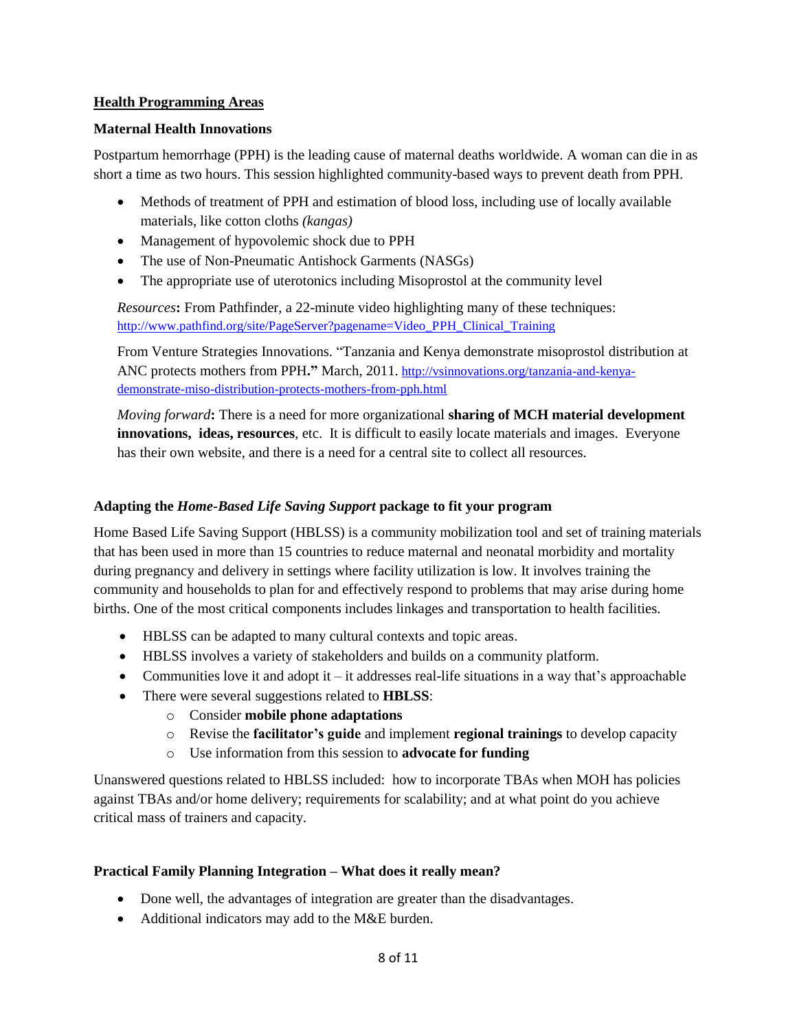## Health Programming Areas

### Maternal Health Innovations

Postpartum hemorrhage (PPH) is the leading cause of maternal deaths worldwide. A woman can die in as short a time as two hours. This session highlighted community-based ways to prevent death from PPH.

- Methods of treatment of PPH and estimation of blood loss, including use of locally available materials, like cotton cloths *(kangas)*
- Management of hypovolemic shock due to PPH
- The use of Non-Pneumatic Antishock Garments (NASGs)
- The appropriate use of uterotonics including Misoprostol at the community level

*Resources***:** From Pathfinder, a 22-minute video highlighting many of these techniques: http://www.pathfind.org/site/PageServer?pagename=Video_PPH_Clinical_Training

From Venture Strategies Innovations. "Tanzania and Kenya demonstrate misoprostol distribution at ANC protects mothers from PPH**."** March, 2011. http://vsinnovations.org/tanzania-and-kenya-demonstrate-miso-distribution-protects-mothers-from-pph.html

*Moving forward***:** There is a need for more organizational **sharing of MCH material development innovations, ideas, resources**, etc. It is difficult to easily locate materials and images. Everyone has their own website, and there is a need for a central site to collect all resources.

### Adapting the *Home-Based Life Saving Support* package to fit your program

Home Based Life Saving Support (HBLSS) is a community mobilization tool and set of training materials that has been used in more than 15 countries to reduce maternal and neonatal morbidity and mortality during pregnancy and delivery in settings where facility utilization is low. It involves training the community and households to plan for and effectively respond to problems that may arise during home births. One of the most critical components includes linkages and transportation to health facilities.

- HBLSS can be adapted to many cultural contexts and topic areas.
- HBLSS involves a variety of stakeholders and builds on a community platform.
- Communities love it and adopt it – it addresses real-life situations in a way that's approachable
- There were several suggestions related to **HBLSS**:
  - Consider **mobile phone adaptations**
  - Revise the **facilitator's guide** and implement **regional trainings** to develop capacity
  - Use information from this session to **advocate for funding**

Unanswered questions related to HBLSS included: how to incorporate TBAs when MOH has policies against TBAs and/or home delivery; requirements for scalability; and at what point do you achieve critical mass of trainers and capacity.

### Practical Family Planning Integration – What does it really mean?

- Done well, the advantages of integration are greater than the disadvantages.
- Additional indicators may add to the M&E burden.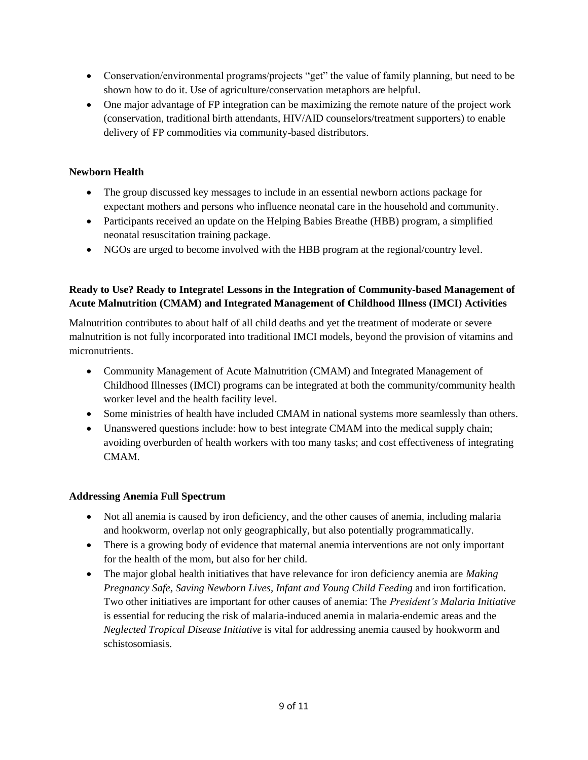- Conservation/environmental programs/projects "get" the value of family planning, but need to be shown how to do it. Use of agriculture/conservation metaphors are helpful.
- One major advantage of FP integration can be maximizing the remote nature of the project work (conservation, traditional birth attendants, HIV/AID counselors/treatment supporters) to enable delivery of FP commodities via community-based distributors.

**Newborn Health**

- The group discussed key messages to include in an essential newborn actions package for expectant mothers and persons who influence neonatal care in the household and community.
- Participants received an update on the Helping Babies Breathe (HBB) program, a simplified neonatal resuscitation training package.
- NGOs are urged to become involved with the HBB program at the regional/country level.

**Ready to Use? Ready to Integrate! Lessons in the Integration of Community-based Management of Acute Malnutrition (CMAM) and Integrated Management of Childhood Illness (IMCI) Activities**

Malnutrition contributes to about half of all child deaths and yet the treatment of moderate or severe malnutrition is not fully incorporated into traditional IMCI models, beyond the provision of vitamins and micronutrients.

- Community Management of Acute Malnutrition (CMAM) and Integrated Management of Childhood Illnesses (IMCI) programs can be integrated at both the community/community health worker level and the health facility level.
- Some ministries of health have included CMAM in national systems more seamlessly than others.
- Unanswered questions include: how to best integrate CMAM into the medical supply chain; avoiding overburden of health workers with too many tasks; and cost effectiveness of integrating CMAM.

**Addressing Anemia Full Spectrum**

- Not all anemia is caused by iron deficiency, and the other causes of anemia, including malaria and hookworm, overlap not only geographically, but also potentially programmatically.
- There is a growing body of evidence that maternal anemia interventions are not only important for the health of the mom, but also for her child.
- The major global health initiatives that have relevance for iron deficiency anemia are *Making Pregnancy Safe, Saving Newborn Lives, Infant and Young Child Feeding* and iron fortification. Two other initiatives are important for other causes of anemia: The *President's Malaria Initiative* is essential for reducing the risk of malaria-induced anemia in malaria-endemic areas and the *Neglected Tropical Disease Initiative* is vital for addressing anemia caused by hookworm and schistosomiasis.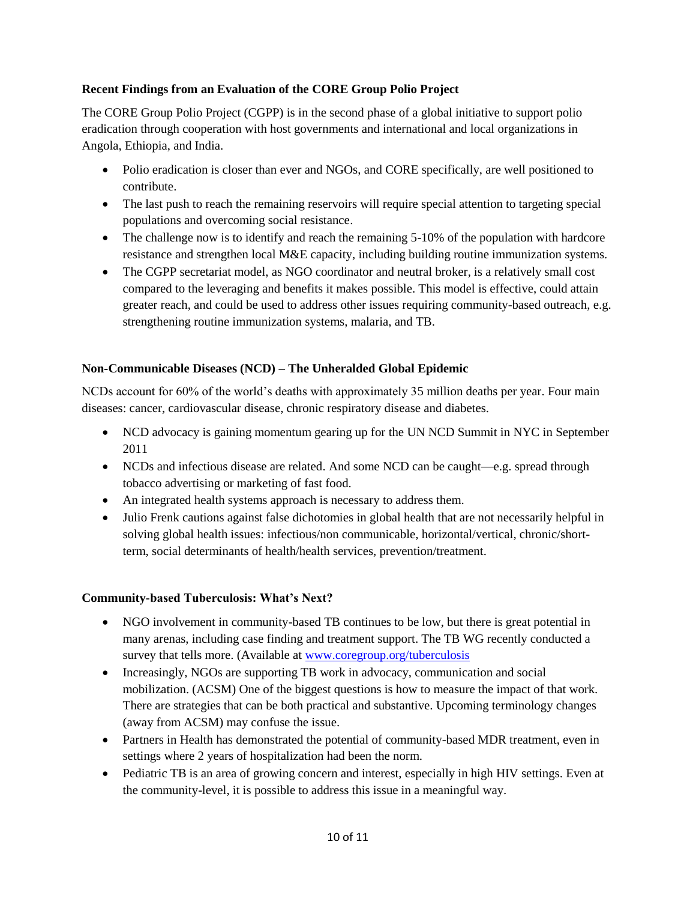**Recent Findings from an Evaluation of the CORE Group Polio Project**

The CORE Group Polio Project (CGPP) is in the second phase of a global initiative to support polio eradication through cooperation with host governments and international and local organizations in Angola, Ethiopia, and India.

- Polio eradication is closer than ever and NGOs, and CORE specifically, are well positioned to contribute.
- The last push to reach the remaining reservoirs will require special attention to targeting special populations and overcoming social resistance.
- The challenge now is to identify and reach the remaining 5-10% of the population with hardcore resistance and strengthen local M&E capacity, including building routine immunization systems.
- The CGPP secretariat model, as NGO coordinator and neutral broker, is a relatively small cost compared to the leveraging and benefits it makes possible. This model is effective, could attain greater reach, and could be used to address other issues requiring community-based outreach, e.g. strengthening routine immunization systems, malaria, and TB.

**Non-Communicable Diseases (NCD) – The Unheralded Global Epidemic**

NCDs account for 60% of the world's deaths with approximately 35 million deaths per year. Four main diseases: cancer, cardiovascular disease, chronic respiratory disease and diabetes.

- NCD advocacy is gaining momentum gearing up for the UN NCD Summit in NYC in September 2011
- NCDs and infectious disease are related. And some NCD can be caught—e.g. spread through tobacco advertising or marketing of fast food.
- An integrated health systems approach is necessary to address them.
- Julio Frenk cautions against false dichotomies in global health that are not necessarily helpful in solving global health issues: infectious/non communicable, horizontal/vertical, chronic/short-term, social determinants of health/health services, prevention/treatment.

**Community-based Tuberculosis: What's Next?**

- NGO involvement in community-based TB continues to be low, but there is great potential in many arenas, including case finding and treatment support. The TB WG recently conducted a survey that tells more. (Available at [www.coregroup.org/tuberculosis](http://www.coregroup.org/tuberculosis)
- Increasingly, NGOs are supporting TB work in advocacy, communication and social mobilization. (ACSM) One of the biggest questions is how to measure the impact of that work. There are strategies that can be both practical and substantive. Upcoming terminology changes (away from ACSM) may confuse the issue.
- Partners in Health has demonstrated the potential of community-based MDR treatment, even in settings where 2 years of hospitalization had been the norm.
- Pediatric TB is an area of growing concern and interest, especially in high HIV settings. Even at the community-level, it is possible to address this issue in a meaningful way.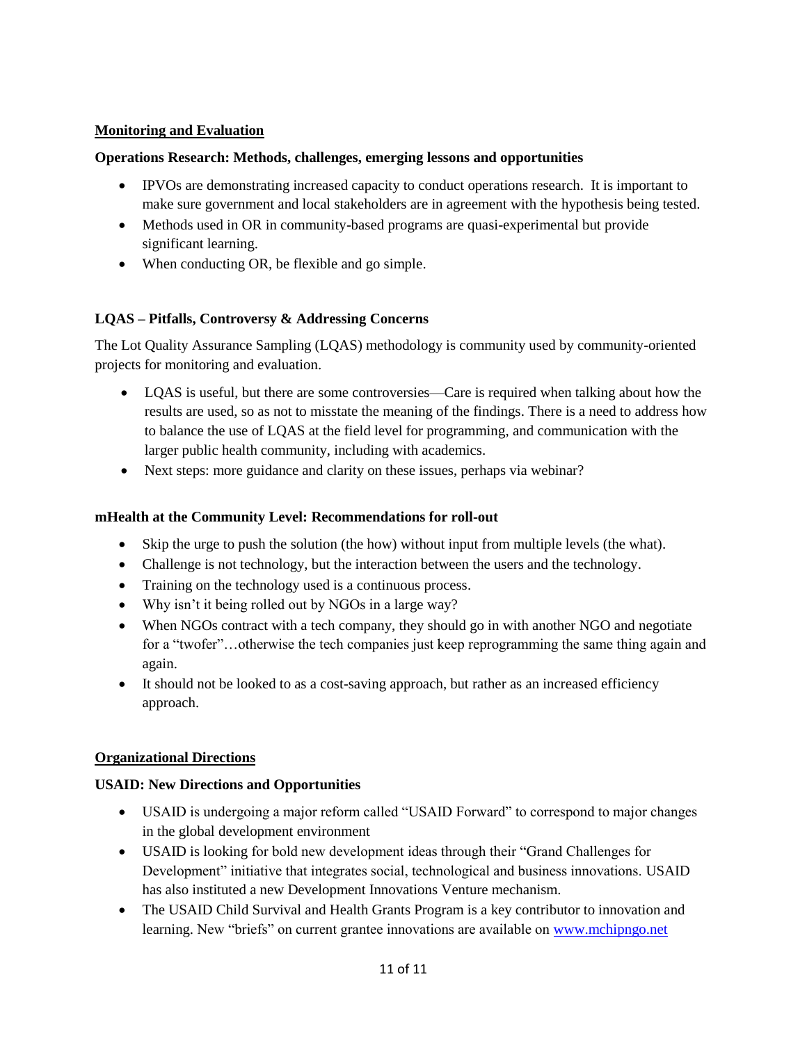## Monitoring and Evaluation

### Operations Research: Methods, challenges, emerging lessons and opportunities

- IPVOs are demonstrating increased capacity to conduct operations research. It is important to make sure government and local stakeholders are in agreement with the hypothesis being tested.
- Methods used in OR in community-based programs are quasi-experimental but provide significant learning.
- When conducting OR, be flexible and go simple.

### LQAS – Pitfalls, Controversy & Addressing Concerns

The Lot Quality Assurance Sampling (LQAS) methodology is community used by community-oriented projects for monitoring and evaluation.

- LQAS is useful, but there are some controversies—Care is required when talking about how the results are used, so as not to misstate the meaning of the findings. There is a need to address how to balance the use of LQAS at the field level for programming, and communication with the larger public health community, including with academics.
- Next steps: more guidance and clarity on these issues, perhaps via webinar?

### mHealth at the Community Level: Recommendations for roll-out

- Skip the urge to push the solution (the how) without input from multiple levels (the what).
- Challenge is not technology, but the interaction between the users and the technology.
- Training on the technology used is a continuous process.
- Why isn't it being rolled out by NGOs in a large way?
- When NGOs contract with a tech company, they should go in with another NGO and negotiate for a "twofer"…otherwise the tech companies just keep reprogramming the same thing again and again.
- It should not be looked to as a cost-saving approach, but rather as an increased efficiency approach.

## Organizational Directions

### USAID: New Directions and Opportunities

- USAID is undergoing a major reform called "USAID Forward" to correspond to major changes in the global development environment
- USAID is looking for bold new development ideas through their "Grand Challenges for Development" initiative that integrates social, technological and business innovations. USAID has also instituted a new Development Innovations Venture mechanism.
- The USAID Child Survival and Health Grants Program is a key contributor to innovation and learning. New "briefs" on current grantee innovations are available on [www.mchipngo.net](http://www.mchipngo.net)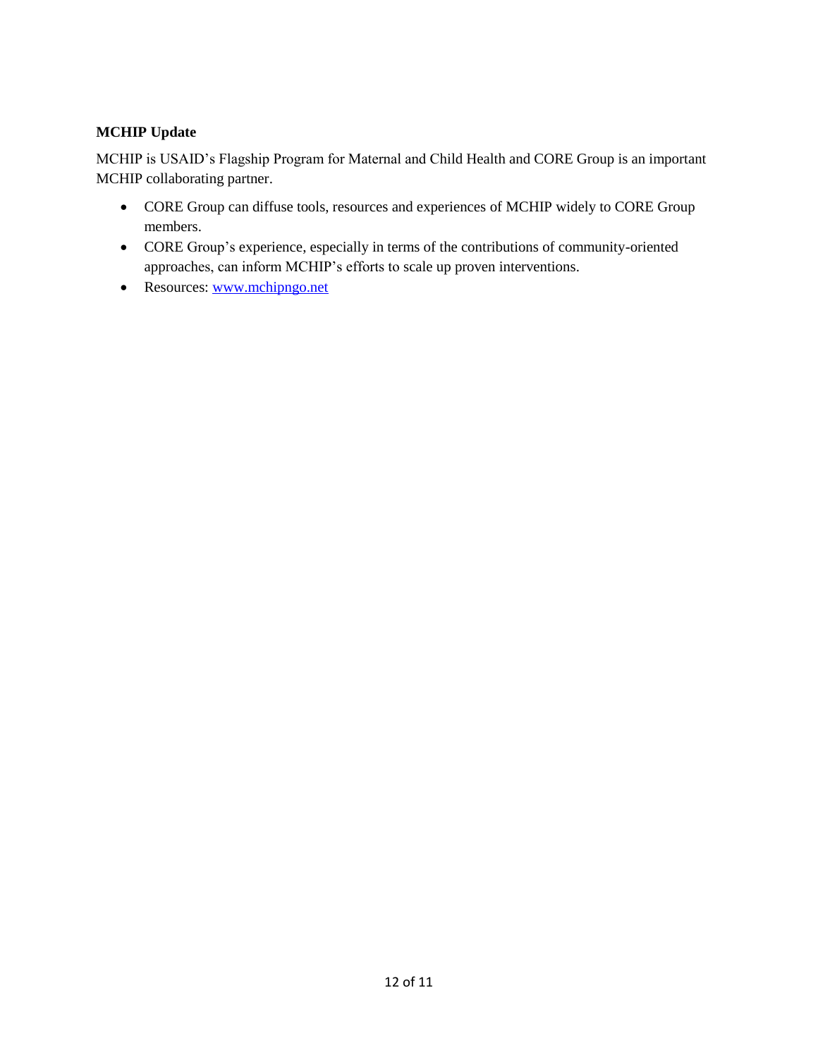**MCHIP Update**

MCHIP is USAID's Flagship Program for Maternal and Child Health and CORE Group is an important MCHIP collaborating partner.

- CORE Group can diffuse tools, resources and experiences of MCHIP widely to CORE Group members.
- CORE Group's experience, especially in terms of the contributions of community-oriented approaches, can inform MCHIP's efforts to scale up proven interventions.
- Resources: www.mchipngo.net